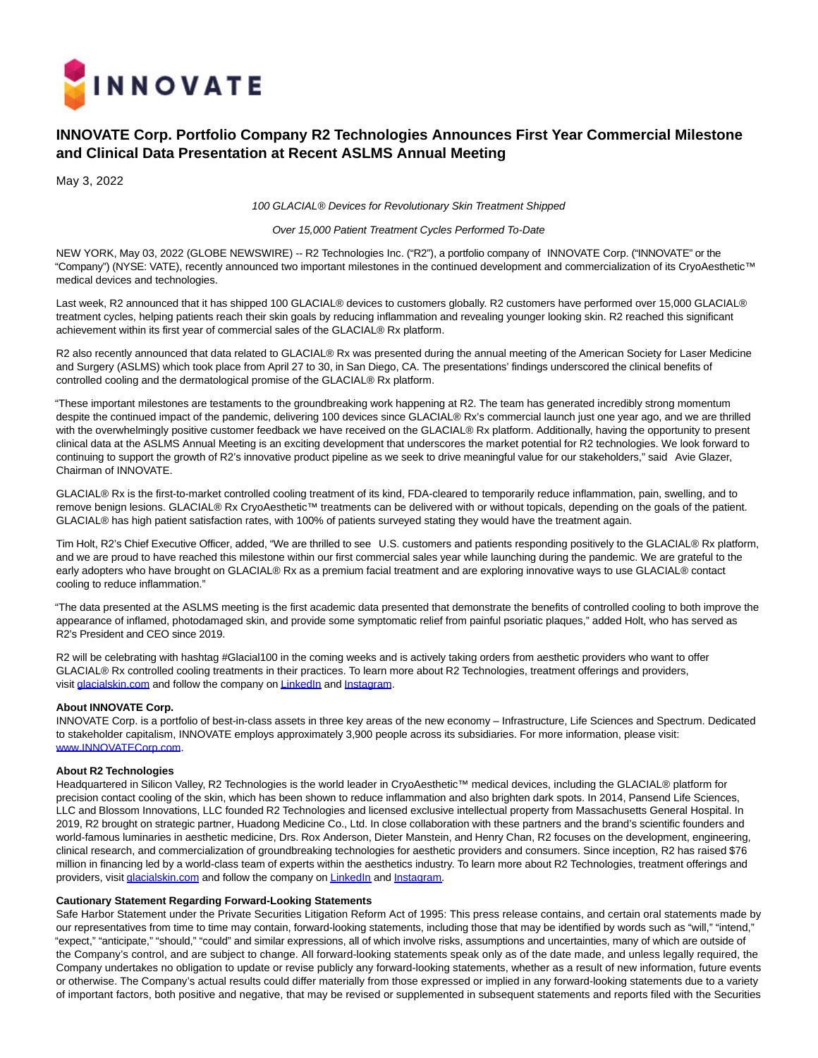# INNOVATE Corp. Portfolio Company R2 Technologies Announces First Year Commercial Milestone and Clinical Data Presentation at Recent ASLMS Annual Meeting

May 3, 2022

*100 GLACIAL® Devices for Revolutionary Skin Treatment Shipped*

*Over 15,000 Patient Treatment Cycles Performed To-Date*

NEW YORK, May 03, 2022 (GLOBE NEWSWIRE) -- R2 Technologies Inc. ("R2"), a portfolio company of INNOVATE Corp. ("INNOVATE" or the "Company") (NYSE: VATE), recently announced two important milestones in the continued development and commercialization of its CryoAesthetic™ medical devices and technologies.

Last week, R2 announced that it has shipped 100 GLACIAL® devices to customers globally. R2 customers have performed over 15,000 GLACIAL® treatment cycles, helping patients reach their skin goals by reducing inflammation and revealing younger looking skin. R2 reached this significant achievement within its first year of commercial sales of the GLACIAL® Rx platform.

R2 also recently announced that data related to GLACIAL® Rx was presented during the annual meeting of the American Society for Laser Medicine and Surgery (ASLMS) which took place from April 27 to 30, in San Diego, CA. The presentations' findings underscored the clinical benefits of controlled cooling and the dermatological promise of the GLACIAL® Rx platform.

"These important milestones are testaments to the groundbreaking work happening at R2. The team has generated incredibly strong momentum despite the continued impact of the pandemic, delivering 100 devices since GLACIAL® Rx's commercial launch just one year ago, and we are thrilled with the overwhelmingly positive customer feedback we have received on the GLACIAL® Rx platform. Additionally, having the opportunity to present clinical data at the ASLMS Annual Meeting is an exciting development that underscores the market potential for R2 technologies. We look forward to continuing to support the growth of R2's innovative product pipeline as we seek to drive meaningful value for our stakeholders," said Avie Glazer, Chairman of INNOVATE.

GLACIAL® Rx is the first-to-market controlled cooling treatment of its kind, FDA-cleared to temporarily reduce inflammation, pain, swelling, and to remove benign lesions. GLACIAL® Rx CryoAesthetic™ treatments can be delivered with or without topicals, depending on the goals of the patient. GLACIAL® has high patient satisfaction rates, with 100% of patients surveyed stating they would have the treatment again.

Tim Holt, R2's Chief Executive Officer, added, "We are thrilled to see U.S. customers and patients responding positively to the GLACIAL® Rx platform, and we are proud to have reached this milestone within our first commercial sales year while launching during the pandemic. We are grateful to the early adopters who have brought on GLACIAL® Rx as a premium facial treatment and are exploring innovative ways to use GLACIAL® contact cooling to reduce inflammation."

"The data presented at the ASLMS meeting is the first academic data presented that demonstrate the benefits of controlled cooling to both improve the appearance of inflamed, photodamaged skin, and provide some symptomatic relief from painful psoriatic plaques," added Holt, who has served as R2's President and CEO since 2019.

R2 will be celebrating with hashtag #Glacial100 in the coming weeks and is actively taking orders from aesthetic providers who want to offer GLACIAL® Rx controlled cooling treatments in their practices. To learn more about R2 Technologies, treatment offerings and providers, visit [glacialskin.com](glacialskin.com) and follow the company on [LinkedIn](LinkedIn) and [Instagram](Instagram).

**About INNOVATE Corp.**

INNOVATE Corp. is a portfolio of best-in-class assets in three key areas of the new economy – Infrastructure, Life Sciences and Spectrum. Dedicated to stakeholder capitalism, INNOVATE employs approximately 3,900 people across its subsidiaries. For more information, please visit: [www.INNOVATECorp.com](www.INNOVATECorp.com).

**About R2 Technologies**

Headquartered in Silicon Valley, R2 Technologies is the world leader in CryoAesthetic™ medical devices, including the GLACIAL® platform for precision contact cooling of the skin, which has been shown to reduce inflammation and also brighten dark spots. In 2014, Pansend Life Sciences, LLC and Blossom Innovations, LLC founded R2 Technologies and licensed exclusive intellectual property from Massachusetts General Hospital. In 2019, R2 brought on strategic partner, Huadong Medicine Co., Ltd. In close collaboration with these partners and the brand's scientific founders and world-famous luminaries in aesthetic medicine, Drs. Rox Anderson, Dieter Manstein, and Henry Chan, R2 focuses on the development, engineering, clinical research, and commercialization of groundbreaking technologies for aesthetic providers and consumers. Since inception, R2 has raised $76 million in financing led by a world-class team of experts within the aesthetics industry. To learn more about R2 Technologies, treatment offerings and providers, visit [glacialskin.com](glacialskin.com) and follow the company on [LinkedIn](LinkedIn) and [Instagram](Instagram).

**Cautionary Statement Regarding Forward-Looking Statements**

Safe Harbor Statement under the Private Securities Litigation Reform Act of 1995: This press release contains, and certain oral statements made by our representatives from time to time may contain, forward-looking statements, including those that may be identified by words such as "will," "intend," "expect," "anticipate," "should," "could" and similar expressions, all of which involve risks, assumptions and uncertainties, many of which are outside of the Company's control, and are subject to change. All forward-looking statements speak only as of the date made, and unless legally required, the Company undertakes no obligation to update or revise publicly any forward-looking statements, whether as a result of new information, future events or otherwise. The Company's actual results could differ materially from those expressed or implied in any forward-looking statements due to a variety of important factors, both positive and negative, that may be revised or supplemented in subsequent statements and reports filed with the Securities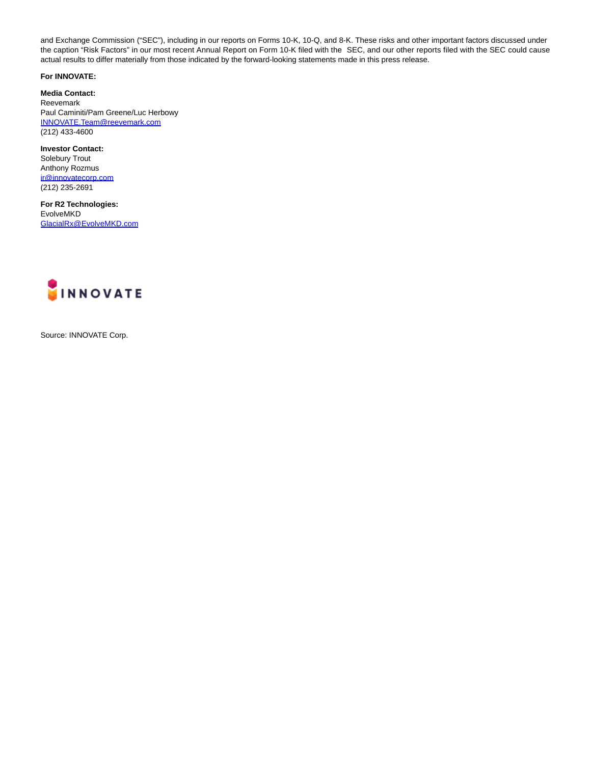and Exchange Commission ("SEC"), including in our reports on Forms 10-K, 10-Q, and 8-K. These risks and other important factors discussed under the caption "Risk Factors" in our most recent Annual Report on Form 10-K filed with the SEC, and our other reports filed with the SEC could cause actual results to differ materially from those indicated by the forward-looking statements made in this press release.

**For INNOVATE:**

**Media Contact:**
Reevemark
Paul Caminiti/Pam Greene/Luc Herbowy
INNOVATE.Team@reevemark.com
(212) 433-4600

**Investor Contact:**
Solebury Trout
Anthony Rozmus
ir@innovatecorp.com
(212) 235-2691

**For R2 Technologies:**
EvolveMKD
GlacialRx@EvolveMKD.com

INNOVATE

Source: INNOVATE Corp.